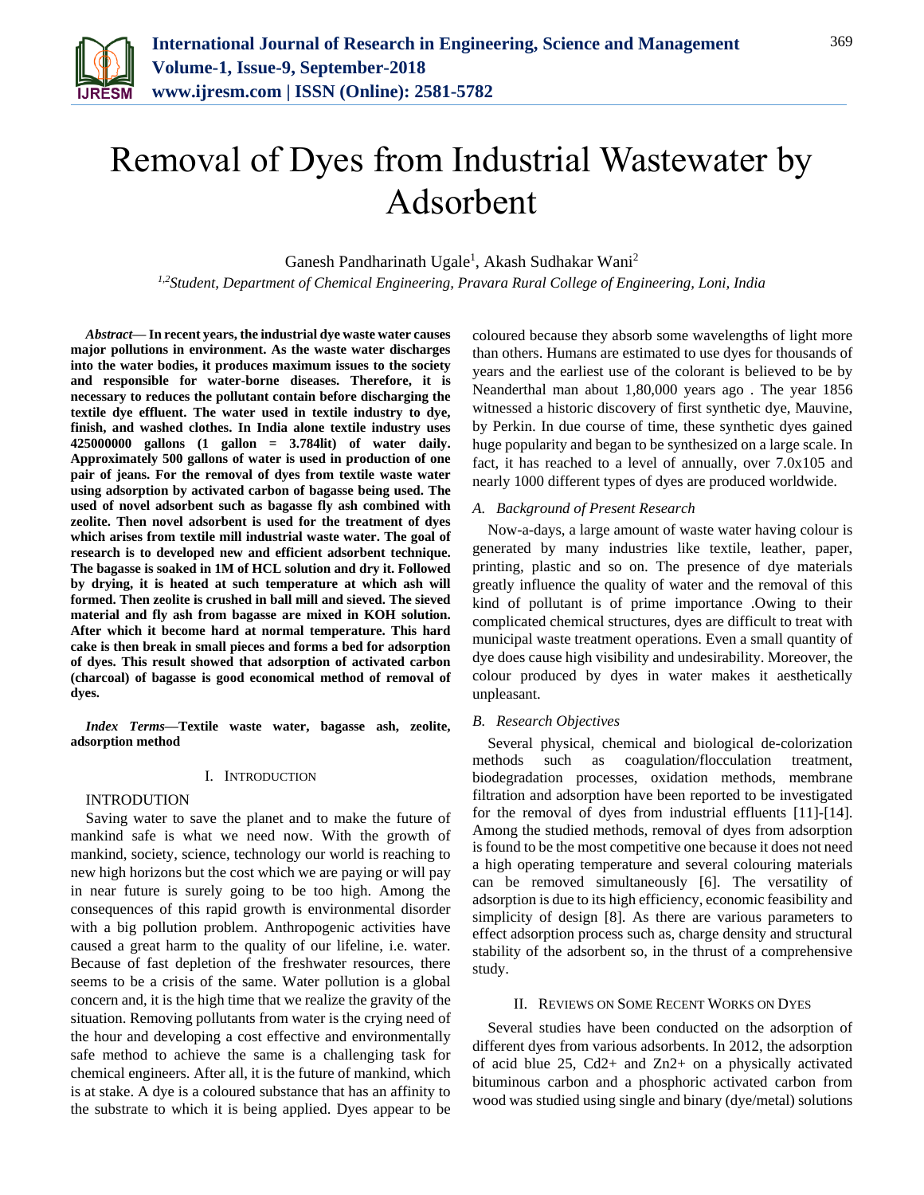# Removal of Dyes from Industrial Wastewater by Adsorbent

Ganesh Pandharinath Ugale[1], Akash Sudhakar Wani[2]

[1,2]*Student, Department of Chemical Engineering, Pravara Rural College of Engineering, Loni, India*

***Abstract*— In recent years, the industrial dye waste water causes major pollutions in environment. As the waste water discharges into the water bodies, it produces maximum issues to the society and responsible for water-borne diseases. Therefore, it is necessary to reduces the pollutant contain before discharging the textile dye effluent. The water used in textile industry to dye, finish, and washed clothes. In India alone textile industry uses 425000000 gallons (1 gallon = 3.784lit) of water daily. Approximately 500 gallons of water is used in production of one pair of jeans. For the removal of dyes from textile waste water using adsorption by activated carbon of bagasse being used. The used of novel adsorbent such as bagasse fly ash combined with zeolite. Then novel adsorbent is used for the treatment of dyes which arises from textile mill industrial waste water. The goal of research is to developed new and efficient adsorbent technique. The bagasse is soaked in 1M of HCL solution and dry it. Followed by drying, it is heated at such temperature at which ash will formed. Then zeolite is crushed in ball mill and sieved. The sieved material and fly ash from bagasse are mixed in KOH solution. After which it become hard at normal temperature. This hard cake is then break in small pieces and forms a bed for adsorption of dyes. This result showed that adsorption of activated carbon (charcoal) of bagasse is good economical method of removal of dyes.**

***Index Terms*—Textile waste water, bagasse ash, zeolite, adsorption method**

## I. Introduction

INTRODUTION

Saving water to save the planet and to make the future of mankind safe is what we need now. With the growth of mankind, society, science, technology our world is reaching to new high horizons but the cost which we are paying or will pay in near future is surely going to be too high. Among the consequences of this rapid growth is environmental disorder with a big pollution problem. Anthropogenic activities have caused a great harm to the quality of our lifeline, i.e. water. Because of fast depletion of the freshwater resources, there seems to be a crisis of the same. Water pollution is a global concern and, it is the high time that we realize the gravity of the situation. Removing pollutants from water is the crying need of the hour and developing a cost effective and environmentally safe method to achieve the same is a challenging task for chemical engineers. After all, it is the future of mankind, which is at stake. A dye is a coloured substance that has an affinity to the substrate to which it is being applied. Dyes appear to be coloured because they absorb some wavelengths of light more than others. Humans are estimated to use dyes for thousands of years and the earliest use of the colorant is believed to be by Neanderthal man about 1,80,000 years ago . The year 1856 witnessed a historic discovery of first synthetic dye, Mauvine, by Perkin. In due course of time, these synthetic dyes gained huge popularity and began to be synthesized on a large scale. In fact, it has reached to a level of annually, over 7.0x105 and nearly 1000 different types of dyes are produced worldwide.

### *A. Background of Present Research*

Now-a-days, a large amount of waste water having colour is generated by many industries like textile, leather, paper, printing, plastic and so on. The presence of dye materials greatly influence the quality of water and the removal of this kind of pollutant is of prime importance .Owing to their complicated chemical structures, dyes are difficult to treat with municipal waste treatment operations. Even a small quantity of dye does cause high visibility and undesirability. Moreover, the colour produced by dyes in water makes it aesthetically unpleasant.

### *B. Research Objectives*

Several physical, chemical and biological de-colorization methods such as coagulation/flocculation treatment, biodegradation processes, oxidation methods, membrane filtration and adsorption have been reported to be investigated for the removal of dyes from industrial effluents [11]-[14]. Among the studied methods, removal of dyes from adsorption is found to be the most competitive one because it does not need a high operating temperature and several colouring materials can be removed simultaneously [6]. The versatility of adsorption is due to its high efficiency, economic feasibility and simplicity of design [8]. As there are various parameters to effect adsorption process such as, charge density and structural stability of the adsorbent so, in the thrust of a comprehensive study.

## II. Reviews on Some Recent Works on Dyes

Several studies have been conducted on the adsorption of different dyes from various adsorbents. In 2012, the adsorption of acid blue 25, $Cd^{2+}$ and $Zn^{2+}$ on a physically activated bituminous carbon and a phosphoric activated carbon from wood was studied using single and binary (dye/metal) solutions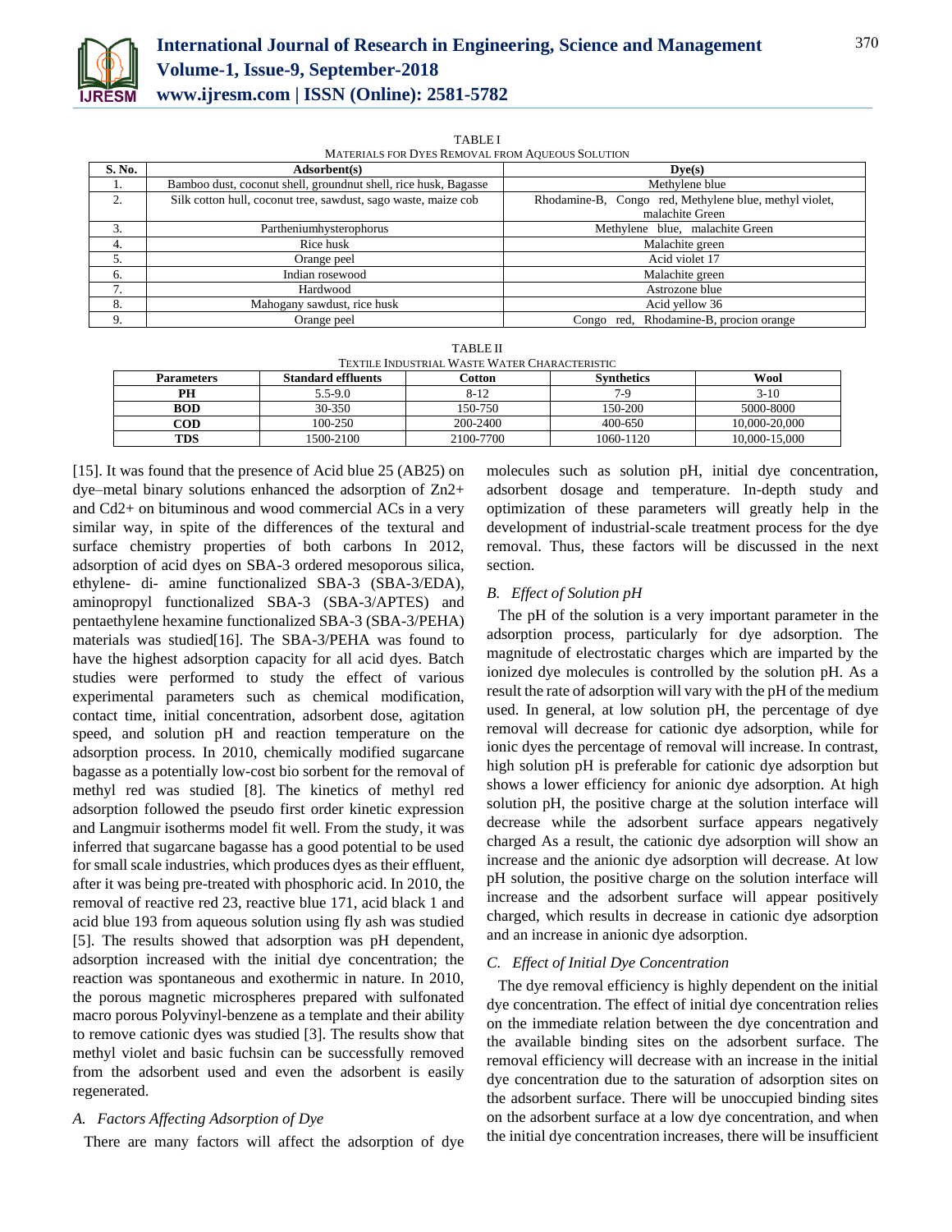TABLE I
MATERIALS FOR DYES REMOVAL FROM AQUEOUS SOLUTION

| S. No. | Adsorbent(s) | Dye(s) |
|---|---|---|
| 1. | Bamboo dust, coconut shell, groundnut shell, rice husk, Bagasse | Methylene blue |
| 2. | Silk cotton hull, coconut tree, sawdust, sago waste, maize cob | Rhodamine-B, Congo red, Methylene blue, methyl violet, malachite Green |
| 3. | Partheniumhysterophorus | Methylene blue, malachite Green |
| 4. | Rice husk | Malachite green |
| 5. | Orange peel | Acid violet 17 |
| 6. | Indian rosewood | Malachite green |
| 7. | Hardwood | Astrozone blue |
| 8. | Mahogany sawdust, rice husk | Acid yellow 36 |
| 9. | Orange peel | Congo red, Rhodamine-B, procion orange |

TABLE II
TEXTILE INDUSTRIAL WASTE WATER CHARACTERISTIC

| Parameters | Standard effluents | Cotton | Synthetics | Wool |
|---|---|---|---|---|
| PH | 5.5-9.0 | 8-12 | 7-9 | 3-10 |
| BOD | 30-350 | 150-750 | 150-200 | 5000-8000 |
| COD | 100-250 | 200-2400 | 400-650 | 10,000-20,000 |
| TDS | 1500-2100 | 2100-7700 | 1060-1120 | 10,000-15,000 |

[15]. It was found that the presence of Acid blue 25 (AB25) on dye–metal binary solutions enhanced the adsorption of $Zn^{2+}$ and $Cd^{2+}$ on bituminous and wood commercial ACs in a very similar way, in spite of the differences of the textural and surface chemistry properties of both carbons In 2012, adsorption of acid dyes on SBA-3 ordered mesoporous silica, ethylene- di- amine functionalized SBA-3 (SBA-3/EDA), aminopropyl functionalized SBA-3 (SBA-3/APTES) and pentaethylene hexamine functionalized SBA-3 (SBA-3/PEHA) materials was studied[16]. The SBA-3/PEHA was found to have the highest adsorption capacity for all acid dyes. Batch studies were performed to study the effect of various experimental parameters such as chemical modification, contact time, initial concentration, adsorbent dose, agitation speed, and solution pH and reaction temperature on the adsorption process. In 2010, chemically modified sugarcane bagasse as a potentially low-cost bio sorbent for the removal of methyl red was studied [8]. The kinetics of methyl red adsorption followed the pseudo first order kinetic expression and Langmuir isotherms model fit well. From the study, it was inferred that sugarcane bagasse has a good potential to be used for small scale industries, which produces dyes as their effluent, after it was being pre-treated with phosphoric acid. In 2010, the removal of reactive red 23, reactive blue 171, acid black 1 and acid blue 193 from aqueous solution using fly ash was studied [5]. The results showed that adsorption was pH dependent, adsorption increased with the initial dye concentration; the reaction was spontaneous and exothermic in nature. In 2010, the porous magnetic microspheres prepared with sulfonated macro porous Polyvinyl-benzene as a template and their ability to remove cationic dyes was studied [3]. The results show that methyl violet and basic fuchsin can be successfully removed from the adsorbent used and even the adsorbent is easily regenerated.

### A. Factors Affecting Adsorption of Dye

There are many factors will affect the adsorption of dye molecules such as solution pH, initial dye concentration, adsorbent dosage and temperature. In-depth study and optimization of these parameters will greatly help in the development of industrial-scale treatment process for the dye removal. Thus, these factors will be discussed in the next section.

### B. Effect of Solution pH

The pH of the solution is a very important parameter in the adsorption process, particularly for dye adsorption. The magnitude of electrostatic charges which are imparted by the ionized dye molecules is controlled by the solution pH. As a result the rate of adsorption will vary with the pH of the medium used. In general, at low solution pH, the percentage of dye removal will decrease for cationic dye adsorption, while for ionic dyes the percentage of removal will increase. In contrast, high solution pH is preferable for cationic dye adsorption but shows a lower efficiency for anionic dye adsorption. At high solution pH, the positive charge at the solution interface will decrease while the adsorbent surface appears negatively charged As a result, the cationic dye adsorption will show an increase and the anionic dye adsorption will decrease. At low pH solution, the positive charge on the solution interface will increase and the adsorbent surface will appear positively charged, which results in decrease in cationic dye adsorption and an increase in anionic dye adsorption.

### C. Effect of Initial Dye Concentration

The dye removal efficiency is highly dependent on the initial dye concentration. The effect of initial dye concentration relies on the immediate relation between the dye concentration and the available binding sites on the adsorbent surface. The removal efficiency will decrease with an increase in the initial dye concentration due to the saturation of adsorption sites on the adsorbent surface. There will be unoccupied binding sites on the adsorbent surface at a low dye concentration, and when the initial dye concentration increases, there will be insufficient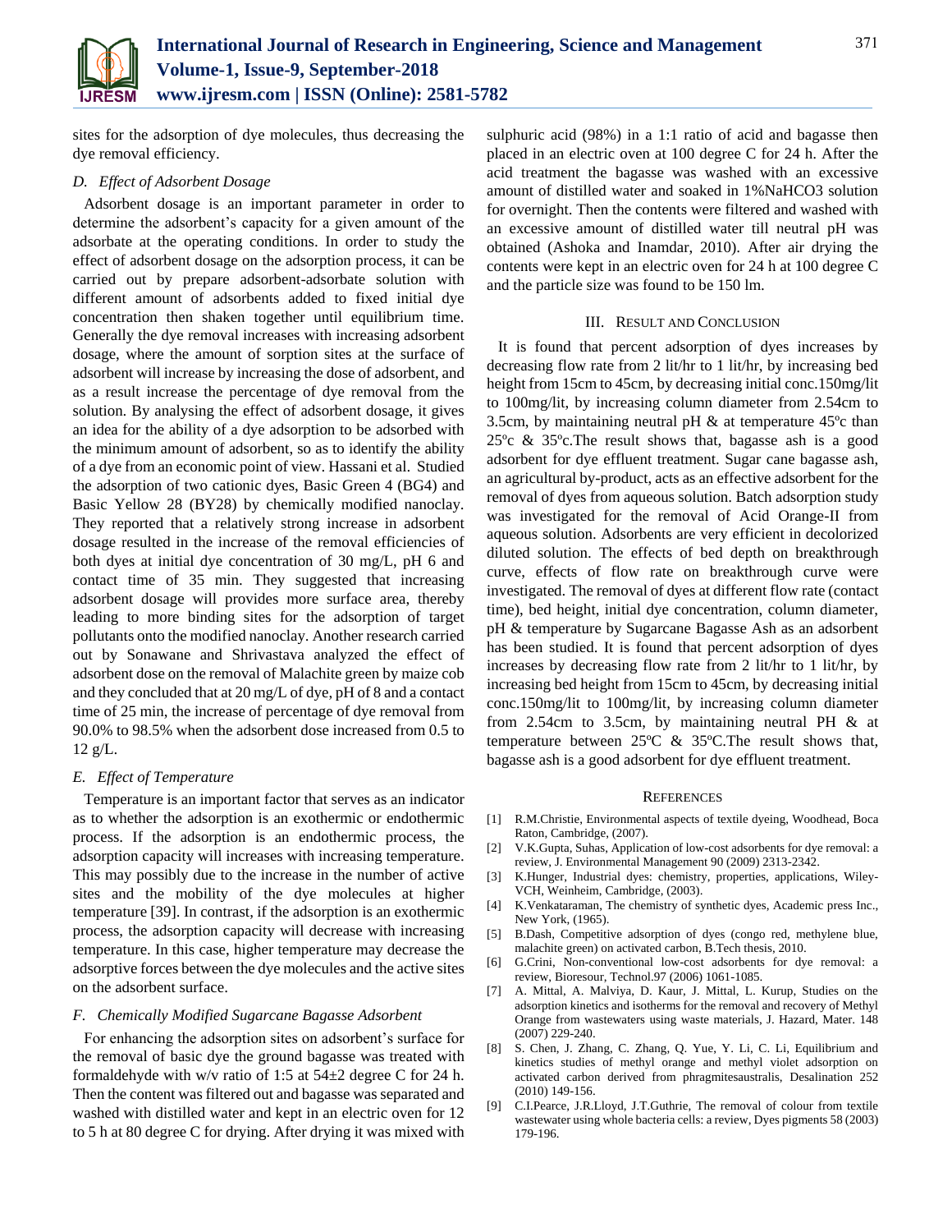sites for the adsorption of dye molecules, thus decreasing the dye removal efficiency.

### *D. Effect of Adsorbent Dosage*

Adsorbent dosage is an important parameter in order to determine the adsorbent's capacity for a given amount of the adsorbate at the operating conditions. In order to study the effect of adsorbent dosage on the adsorption process, it can be carried out by prepare adsorbent-adsorbate solution with different amount of adsorbents added to fixed initial dye concentration then shaken together until equilibrium time. Generally the dye removal increases with increasing adsorbent dosage, where the amount of sorption sites at the surface of adsorbent will increase by increasing the dose of adsorbent, and as a result increase the percentage of dye removal from the solution. By analysing the effect of adsorbent dosage, it gives an idea for the ability of a dye adsorption to be adsorbed with the minimum amount of adsorbent, so as to identify the ability of a dye from an economic point of view. Hassani et al. Studied the adsorption of two cationic dyes, Basic Green 4 (BG4) and Basic Yellow 28 (BY28) by chemically modified nanoclay. They reported that a relatively strong increase in adsorbent dosage resulted in the increase of the removal efficiencies of both dyes at initial dye concentration of 30 mg/L, pH 6 and contact time of 35 min. They suggested that increasing adsorbent dosage will provides more surface area, thereby leading to more binding sites for the adsorption of target pollutants onto the modified nanoclay. Another research carried out by Sonawane and Shrivastava analyzed the effect of adsorbent dose on the removal of Malachite green by maize cob and they concluded that at 20 mg/L of dye, pH of 8 and a contact time of 25 min, the increase of percentage of dye removal from 90.0% to 98.5% when the adsorbent dose increased from 0.5 to 12 g/L.

### *E. Effect of Temperature*

Temperature is an important factor that serves as an indicator as to whether the adsorption is an exothermic or endothermic process. If the adsorption is an endothermic process, the adsorption capacity will increases with increasing temperature. This may possibly due to the increase in the number of active sites and the mobility of the dye molecules at higher temperature [39]. In contrast, if the adsorption is an exothermic process, the adsorption capacity will decrease with increasing temperature. In this case, higher temperature may decrease the adsorptive forces between the dye molecules and the active sites on the adsorbent surface.

### *F. Chemically Modified Sugarcane Bagasse Adsorbent*

For enhancing the adsorption sites on adsorbent's surface for the removal of basic dye the ground bagasse was treated with formaldehyde with w/v ratio of 1:5 at 54±2 degree C for 24 h. Then the content was filtered out and bagasse was separated and washed with distilled water and kept in an electric oven for 12 to 5 h at 80 degree C for drying. After drying it was mixed with sulphuric acid (98%) in a 1:1 ratio of acid and bagasse then placed in an electric oven at 100 degree C for 24 h. After the acid treatment the bagasse was washed with an excessive amount of distilled water and soaked in 1%NaHCO3 solution for overnight. Then the contents were filtered and washed with an excessive amount of distilled water till neutral pH was obtained (Ashoka and Inamdar, 2010). After air drying the contents were kept in an electric oven for 24 h at 100 degree C and the particle size was found to be 150 lm.

## III. Result and Conclusion

It is found that percent adsorption of dyes increases by decreasing flow rate from 2 lit/hr to 1 lit/hr, by increasing bed height from 15cm to 45cm, by decreasing initial conc.150mg/lit to 100mg/lit, by increasing column diameter from 2.54cm to 3.5cm, by maintaining neutral pH & at temperature 45ºc than 25ºc & 35ºc.The result shows that, bagasse ash is a good adsorbent for dye effluent treatment. Sugar cane bagasse ash, an agricultural by-product, acts as an effective adsorbent for the removal of dyes from aqueous solution. Batch adsorption study was investigated for the removal of Acid Orange-II from aqueous solution. Adsorbents are very efficient in decolorized diluted solution. The effects of bed depth on breakthrough curve, effects of flow rate on breakthrough curve were investigated. The removal of dyes at different flow rate (contact time), bed height, initial dye concentration, column diameter, pH & temperature by Sugarcane Bagasse Ash as an adsorbent has been studied. It is found that percent adsorption of dyes increases by decreasing flow rate from 2 lit/hr to 1 lit/hr, by increasing bed height from 15cm to 45cm, by decreasing initial conc.150mg/lit to 100mg/lit, by increasing column diameter from 2.54cm to 3.5cm, by maintaining neutral PH & at temperature between 25ºC & 35ºC.The result shows that, bagasse ash is a good adsorbent for dye effluent treatment.

## References

[1] R.M.Christie, Environmental aspects of textile dyeing, Woodhead, Boca Raton, Cambridge, (2007).

[2] V.K.Gupta, Suhas, Application of low-cost adsorbents for dye removal: a review, J. Environmental Management 90 (2009) 2313-2342.

[3] K.Hunger, Industrial dyes: chemistry, properties, applications, Wiley-VCH, Weinheim, Cambridge, (2003).

[4] K.Venkataraman, The chemistry of synthetic dyes, Academic press Inc., New York, (1965).

[5] B.Dash, Competitive adsorption of dyes (congo red, methylene blue, malachite green) on activated carbon, B.Tech thesis, 2010.

[6] G.Crini, Non-conventional low-cost adsorbents for dye removal: a review, Bioresour, Technol.97 (2006) 1061-1085.

[7] A. Mittal, A. Malviya, D. Kaur, J. Mittal, L. Kurup, Studies on the adsorption kinetics and isotherms for the removal and recovery of Methyl Orange from wastewaters using waste materials, J. Hazard, Mater. 148 (2007) 229-240.

[8] S. Chen, J. Zhang, C. Zhang, Q. Yue, Y. Li, C. Li, Equilibrium and kinetics studies of methyl orange and methyl violet adsorption on activated carbon derived from phragmitesaustralis, Desalination 252 (2010) 149-156.

[9] C.I.Pearce, J.R.Lloyd, J.T.Guthrie, The removal of colour from textile wastewater using whole bacteria cells: a review, Dyes pigments 58 (2003) 179-196.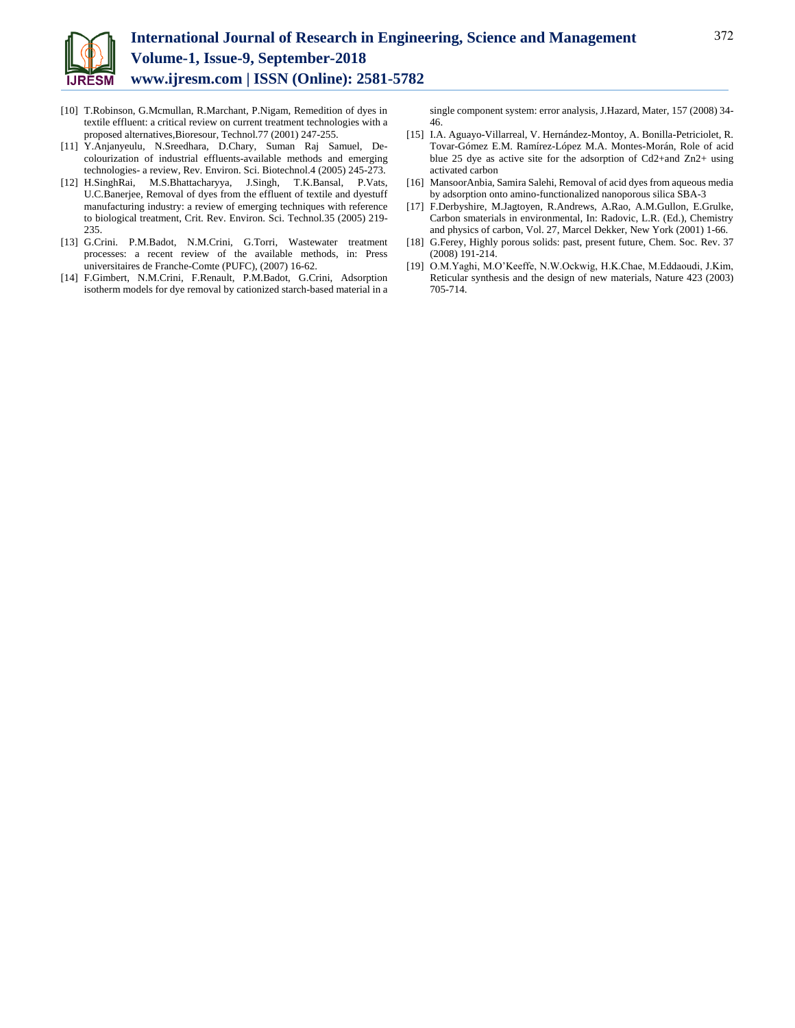[10] T.Robinson, G.Mcmullan, R.Marchant, P.Nigam, Remedition of dyes in textile effluent: a critical review on current treatment technologies with a proposed alternatives,Bioresour, Technol.77 (2001) 247-255.

[11] Y.Anjanyeulu, N.Sreedhara, D.Chary, Suman Raj Samuel, De-colourization of industrial effluents-available methods and emerging technologies- a review, Rev. Environ. Sci. Biotechnol.4 (2005) 245-273.

[12] H.SinghRai, M.S.Bhattacharyya, J.Singh, T.K.Bansal, P.Vats, U.C.Banerjee, Removal of dyes from the effluent of textile and dyestuff manufacturing industry: a review of emerging techniques with reference to biological treatment, Crit. Rev. Environ. Sci. Technol.35 (2005) 219-235.

[13] G.Crini. P.M.Badot, N.M.Crini, G.Torri, Wastewater treatment processes: a recent review of the available methods, in: Press universitaires de Franche-Comte (PUFC), (2007) 16-62.

[14] F.Gimbert, N.M.Crini, F.Renault, P.M.Badot, G.Crini, Adsorption isotherm models for dye removal by cationized starch-based material in a single component system: error analysis, J.Hazard, Mater, 157 (2008) 34-46.

[15] I.A. Aguayo-Villarreal, V. Hernández-Montoy, A. Bonilla-Petriciolet, R. Tovar-Gómez E.M. Ramírez-López M.A. Montes-Morán, Role of acid blue 25 dye as active site for the adsorption of Cd2+and Zn2+ using activated carbon

[16] MansoorAnbia, Samira Salehi, Removal of acid dyes from aqueous media by adsorption onto amino-functionalized nanoporous silica SBA-3

[17] F.Derbyshire, M.Jagtoyen, R.Andrews, A.Rao, A.M.Gullon, E.Grulke, Carbon smaterials in environmental, In: Radovic, L.R. (Ed.), Chemistry and physics of carbon, Vol. 27, Marcel Dekker, New York (2001) 1-66.

[18] G.Ferey, Highly porous solids: past, present future, Chem. Soc. Rev. 37 (2008) 191-214.

[19] O.M.Yaghi, M.O'Keeffe, N.W.Ockwig, H.K.Chae, M.Eddaoudi, J.Kim, Reticular synthesis and the design of new materials, Nature 423 (2003) 705-714.